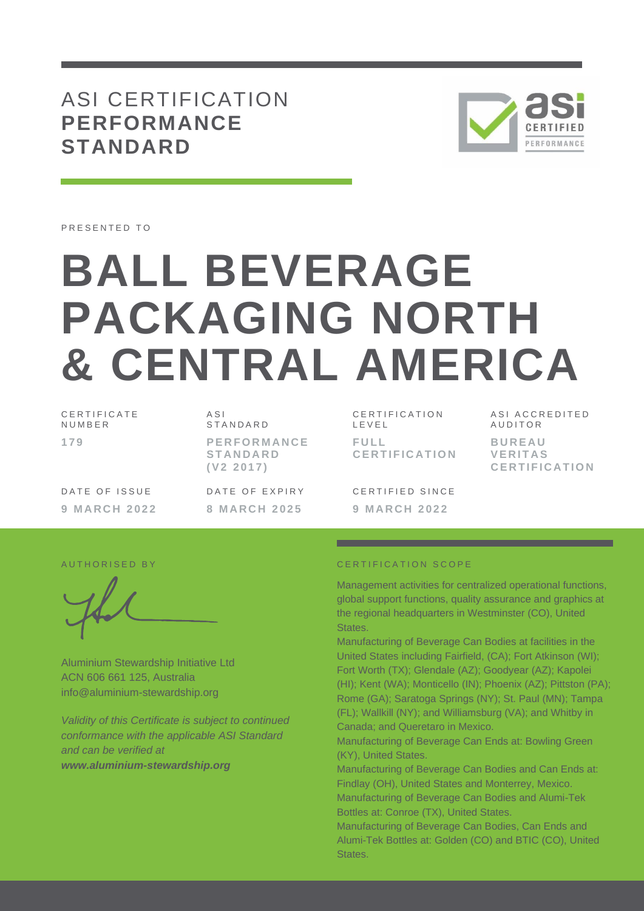# ASI CERTIFICATION **PERFORMANCE STANDARD**

PRESENTED TO

# BALL BEVERAGE PACKAGING NORTH & CENTRAL AMERICA

| CERTIFICATE NUMBER | ASI STANDARD | CERTIFICATION LEVEL | ASI ACCREDITED AUDITOR |
|---|---|---|---|
| **179** | **PERFORMANCE STANDARD (V2 2017)** | **FULL CERTIFICATION** | **BUREAU VERITAS CERTIFICATION** |

| DATE OF ISSUE | DATE OF EXPIRY | CERTIFIED SINCE |
|---|---|---|
| **9 MARCH 2022** | **8 MARCH 2025** | **9 MARCH 2022** |

AUTHORISED BY

Aluminium Stewardship Initiative Ltd
ACN 606 661 125, Australia
info@aluminium-stewardship.org

*Validity of this Certificate is subject to continued conformance with the applicable ASI Standard and can be verified at* ***www.aluminium-stewardship.org***

## CERTIFICATION SCOPE

Management activities for centralized operational functions, global support functions, quality assurance and graphics at the regional headquarters in Westminster (CO), United States.

Manufacturing of Beverage Can Bodies at facilities in the United States including Fairfield, (CA); Fort Atkinson (WI); Fort Worth (TX); Glendale (AZ); Goodyear (AZ); Kapolei (HI); Kent (WA); Monticello (IN); Phoenix (AZ); Pittston (PA); Rome (GA); Saratoga Springs (NY); St. Paul (MN); Tampa (FL); Wallkill (NY); and Williamsburg (VA); and Whitby in Canada; and Queretaro in Mexico.

Manufacturing of Beverage Can Ends at: Bowling Green (KY), United States.

Manufacturing of Beverage Can Bodies and Can Ends at: Findlay (OH), United States and Monterrey, Mexico.

Manufacturing of Beverage Can Bodies and Alumi-Tek Bottles at: Conroe (TX), United States.

Manufacturing of Beverage Can Bodies, Can Ends and Alumi-Tek Bottles at: Golden (CO) and BTIC (CO), United States.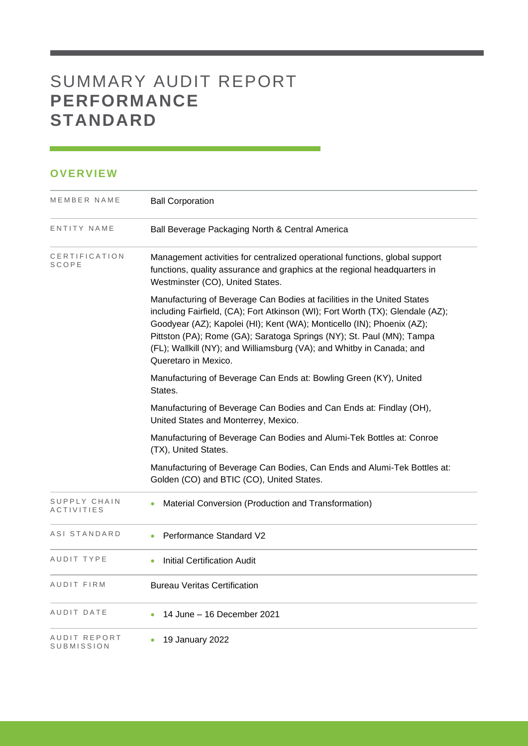# SUMMARY AUDIT REPORT **PERFORMANCE STANDARD**

## OVERVIEW

| | |
|---|---|
| MEMBER NAME | Ball Corporation |
| ENTITY NAME | Ball Beverage Packaging North & Central America |
| CERTIFICATION SCOPE | Management activities for centralized operational functions, global support functions, quality assurance and graphics at the regional headquarters in Westminster (CO), United States.<br><br>Manufacturing of Beverage Can Bodies at facilities in the United States including Fairfield, (CA); Fort Atkinson (WI); Fort Worth (TX); Glendale (AZ); Goodyear (AZ); Kapolei (HI); Kent (WA); Monticello (IN); Phoenix (AZ); Pittston (PA); Rome (GA); Saratoga Springs (NY); St. Paul (MN); Tampa (FL); Wallkill (NY); and Williamsburg (VA); and Whitby in Canada; and Queretaro in Mexico.<br><br>Manufacturing of Beverage Can Ends at: Bowling Green (KY), United States.<br><br>Manufacturing of Beverage Can Bodies and Can Ends at: Findlay (OH), United States and Monterrey, Mexico.<br><br>Manufacturing of Beverage Can Bodies and Alumi-Tek Bottles at: Conroe (TX), United States.<br><br>Manufacturing of Beverage Can Bodies, Can Ends and Alumi-Tek Bottles at: Golden (CO) and BTIC (CO), United States. |
| SUPPLY CHAIN ACTIVITIES | • Material Conversion (Production and Transformation) |
| ASI STANDARD | • Performance Standard V2 |
| AUDIT TYPE | • Initial Certification Audit |
| AUDIT FIRM | Bureau Veritas Certification |
| AUDIT DATE | • 14 June – 16 December 2021 |
| AUDIT REPORT SUBMISSION | • 19 January 2022 |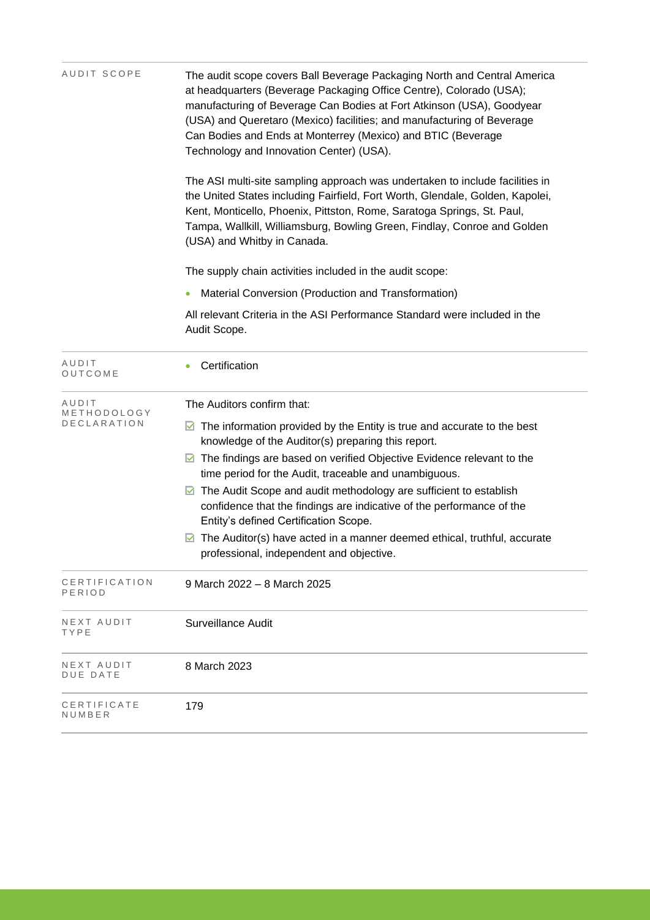| | |
|---|---|
| AUDIT SCOPE | The audit scope covers Ball Beverage Packaging North and Central America at headquarters (Beverage Packaging Office Centre), Colorado (USA); manufacturing of Beverage Can Bodies at Fort Atkinson (USA), Goodyear (USA) and Queretaro (Mexico) facilities; and manufacturing of Beverage Can Bodies and Ends at Monterrey (Mexico) and BTIC (Beverage Technology and Innovation Center) (USA).<br><br>The ASI multi-site sampling approach was undertaken to include facilities in the United States including Fairfield, Fort Worth, Glendale, Golden, Kapolei, Kent, Monticello, Phoenix, Pittston, Rome, Saratoga Springs, St. Paul, Tampa, Wallkill, Williamsburg, Bowling Green, Findlay, Conroe and Golden (USA) and Whitby in Canada.<br><br>The supply chain activities included in the audit scope:<br><br>• Material Conversion (Production and Transformation)<br><br>All relevant Criteria in the ASI Performance Standard were included in the Audit Scope. |
| AUDIT OUTCOME | • Certification |
| AUDIT METHODOLOGY DECLARATION | The Auditors confirm that:<br><br>☑ The information provided by the Entity is true and accurate to the best knowledge of the Auditor(s) preparing this report.<br>☑ The findings are based on verified Objective Evidence relevant to the time period for the Audit, traceable and unambiguous.<br>☑ The Audit Scope and audit methodology are sufficient to establish confidence that the findings are indicative of the performance of the Entity's defined Certification Scope.<br>☑ The Auditor(s) have acted in a manner deemed ethical, truthful, accurate professional, independent and objective. |
| CERTIFICATION PERIOD | 9 March 2022 – 8 March 2025 |
| NEXT AUDIT TYPE | Surveillance Audit |
| NEXT AUDIT DUE DATE | 8 March 2023 |
| CERTIFICATE NUMBER | 179 |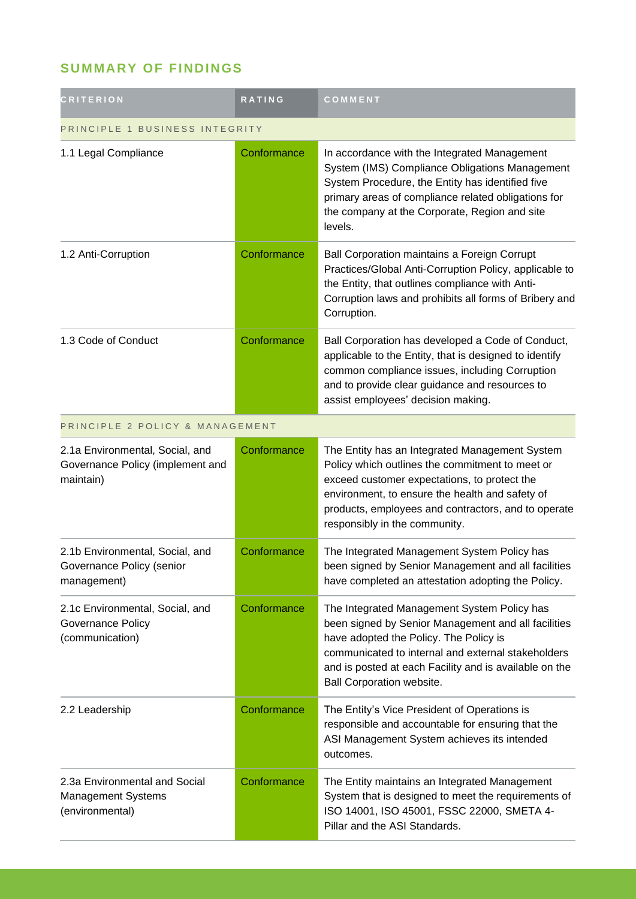## SUMMARY OF FINDINGS

| CRITERION | RATING | COMMENT |
|---|---|---|
| PRINCIPLE 1 BUSINESS INTEGRITY | | |
| 1.1 Legal Compliance | Conformance | In accordance with the Integrated Management System (IMS) Compliance Obligations Management System Procedure, the Entity has identified five primary areas of compliance related obligations for the company at the Corporate, Region and site levels. |
| 1.2 Anti-Corruption | Conformance | Ball Corporation maintains a Foreign Corrupt Practices/Global Anti-Corruption Policy, applicable to the Entity, that outlines compliance with Anti-Corruption laws and prohibits all forms of Bribery and Corruption. |
| 1.3 Code of Conduct | Conformance | Ball Corporation has developed a Code of Conduct, applicable to the Entity, that is designed to identify common compliance issues, including Corruption and to provide clear guidance and resources to assist employees' decision making. |
| PRINCIPLE 2 POLICY & MANAGEMENT | | |
| 2.1a Environmental, Social, and Governance Policy (implement and maintain) | Conformance | The Entity has an Integrated Management System Policy which outlines the commitment to meet or exceed customer expectations, to protect the environment, to ensure the health and safety of products, employees and contractors, and to operate responsibly in the community. |
| 2.1b Environmental, Social, and Governance Policy (senior management) | Conformance | The Integrated Management System Policy has been signed by Senior Management and all facilities have completed an attestation adopting the Policy. |
| 2.1c Environmental, Social, and Governance Policy (communication) | Conformance | The Integrated Management System Policy has been signed by Senior Management and all facilities have adopted the Policy. The Policy is communicated to internal and external stakeholders and is posted at each Facility and is available on the Ball Corporation website. |
| 2.2 Leadership | Conformance | The Entity's Vice President of Operations is responsible and accountable for ensuring that the ASI Management System achieves its intended outcomes. |
| 2.3a Environmental and Social Management Systems (environmental) | Conformance | The Entity maintains an Integrated Management System that is designed to meet the requirements of ISO 14001, ISO 45001, FSSC 22000, SMETA 4-Pillar and the ASI Standards. |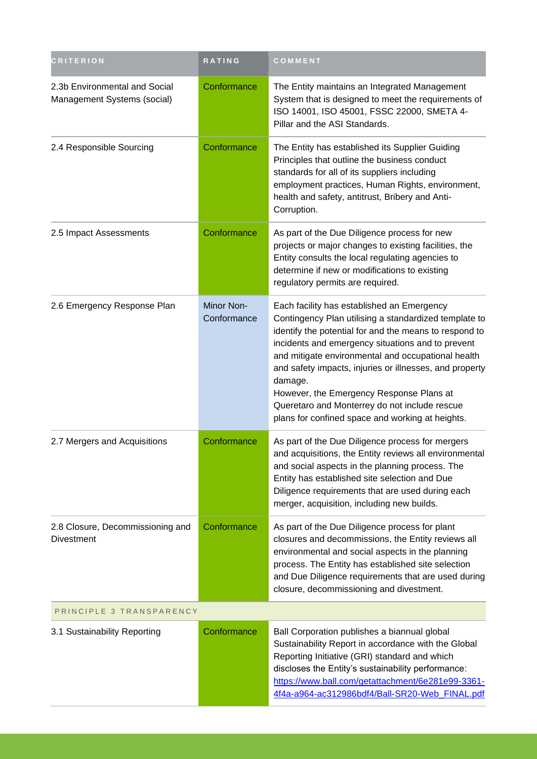| CRITERION | RATING | COMMENT |
| --- | --- | --- |
| 2.3b Environmental and Social Management Systems (social) | Conformance | The Entity maintains an Integrated Management System that is designed to meet the requirements of ISO 14001, ISO 45001, FSSC 22000, SMETA 4-Pillar and the ASI Standards. |
| 2.4 Responsible Sourcing | Conformance | The Entity has established its Supplier Guiding Principles that outline the business conduct standards for all of its suppliers including employment practices, Human Rights, environment, health and safety, antitrust, Bribery and Anti-Corruption. |
| 2.5 Impact Assessments | Conformance | As part of the Due Diligence process for new projects or major changes to existing facilities, the Entity consults the local regulating agencies to determine if new or modifications to existing regulatory permits are required. |
| 2.6 Emergency Response Plan | Minor Non-Conformance | Each facility has established an Emergency Contingency Plan utilising a standardized template to identify the potential for and the means to respond to incidents and emergency situations and to prevent and mitigate environmental and occupational health and safety impacts, injuries or illnesses, and property damage.<br>However, the Emergency Response Plans at Queretaro and Monterrey do not include rescue plans for confined space and working at heights. |
| 2.7 Mergers and Acquisitions | Conformance | As part of the Due Diligence process for mergers and acquisitions, the Entity reviews all environmental and social aspects in the planning process. The Entity has established site selection and Due Diligence requirements that are used during each merger, acquisition, including new builds. |
| 2.8 Closure, Decommissioning and Divestment | Conformance | As part of the Due Diligence process for plant closures and decommissions, the Entity reviews all environmental and social aspects in the planning process. The Entity has established site selection and Due Diligence requirements that are used during closure, decommissioning and divestment. |
| PRINCIPLE 3 TRANSPARENCY | | |
| 3.1 Sustainability Reporting | Conformance | Ball Corporation publishes a biannual global Sustainability Report in accordance with the Global Reporting Initiative (GRI) standard and which discloses the Entity's sustainability performance: https://www.ball.com/getattachment/6e281e99-3361-4f4a-a964-ac312986bdf4/Ball-SR20-Web_FINAL.pdf |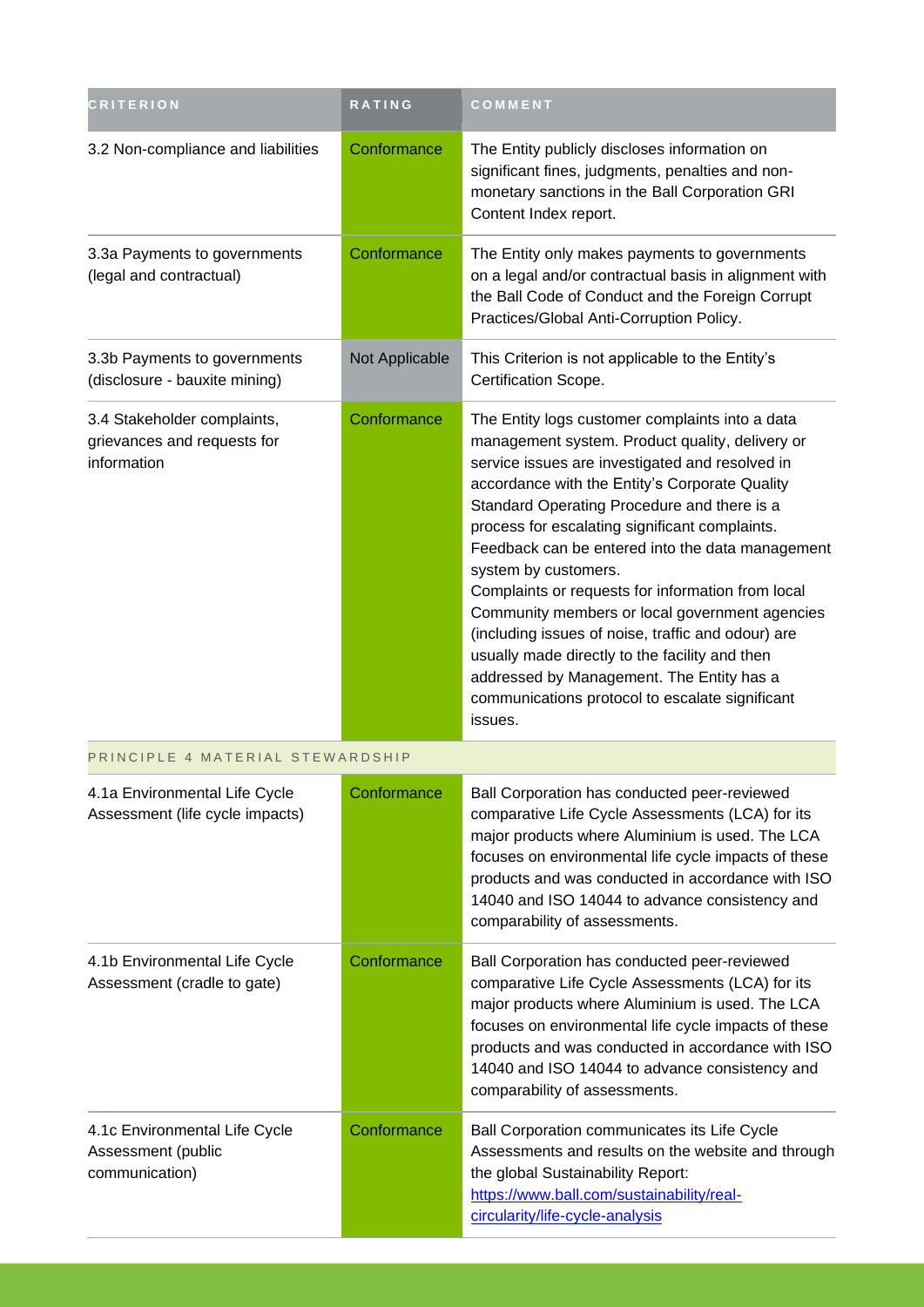| CRITERION | RATING | COMMENT |
| --- | --- | --- |
| 3.2 Non-compliance and liabilities | Conformance | The Entity publicly discloses information on significant fines, judgments, penalties and non-monetary sanctions in the Ball Corporation GRI Content Index report. |
| 3.3a Payments to governments (legal and contractual) | Conformance | The Entity only makes payments to governments on a legal and/or contractual basis in alignment with the Ball Code of Conduct and the Foreign Corrupt Practices/Global Anti-Corruption Policy. |
| 3.3b Payments to governments (disclosure - bauxite mining) | Not Applicable | This Criterion is not applicable to the Entity's Certification Scope. |
| 3.4 Stakeholder complaints, grievances and requests for information | Conformance | The Entity logs customer complaints into a data management system. Product quality, delivery or service issues are investigated and resolved in accordance with the Entity's Corporate Quality Standard Operating Procedure and there is a process for escalating significant complaints. Feedback can be entered into the data management system by customers.<br>Complaints or requests for information from local Community members or local government agencies (including issues of noise, traffic and odour) are usually made directly to the facility and then addressed by Management. The Entity has a communications protocol to escalate significant issues. |
| PRINCIPLE 4 MATERIAL STEWARDSHIP | | |
| 4.1a Environmental Life Cycle Assessment (life cycle impacts) | Conformance | Ball Corporation has conducted peer-reviewed comparative Life Cycle Assessments (LCA) for its major products where Aluminium is used. The LCA focuses on environmental life cycle impacts of these products and was conducted in accordance with ISO 14040 and ISO 14044 to advance consistency and comparability of assessments. |
| 4.1b Environmental Life Cycle Assessment (cradle to gate) | Conformance | Ball Corporation has conducted peer-reviewed comparative Life Cycle Assessments (LCA) for its major products where Aluminium is used. The LCA focuses on environmental life cycle impacts of these products and was conducted in accordance with ISO 14040 and ISO 14044 to advance consistency and comparability of assessments. |
| 4.1c Environmental Life Cycle Assessment (public communication) | Conformance | Ball Corporation communicates its Life Cycle Assessments and results on the website and through the global Sustainability Report: https://www.ball.com/sustainability/real-circularity/life-cycle-analysis |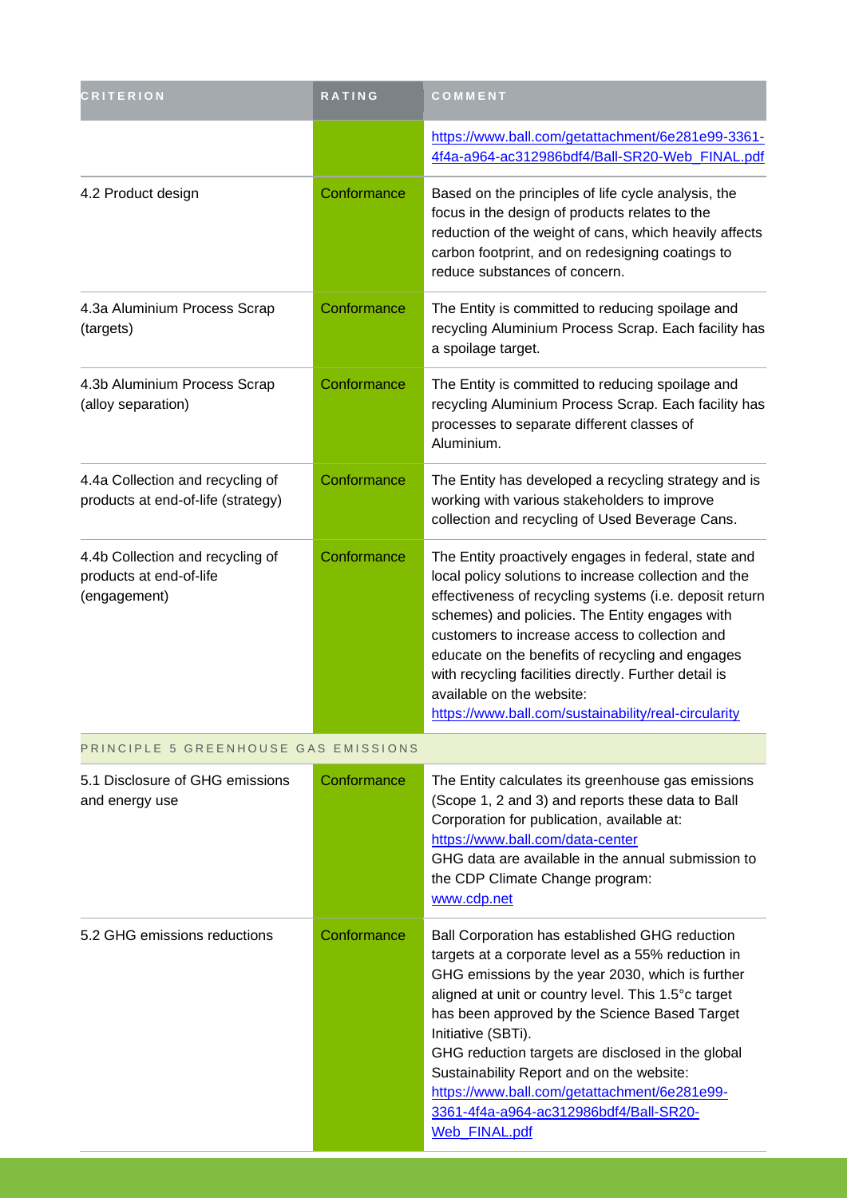| CRITERION | RATING | COMMENT |
|---|---|---|
| | | https://www.ball.com/getattachment/6e281e99-3361-4f4a-a964-ac312986bdf4/Ball-SR20-Web_FINAL.pdf |
| 4.2 Product design | Conformance | Based on the principles of life cycle analysis, the focus in the design of products relates to the reduction of the weight of cans, which heavily affects carbon footprint, and on redesigning coatings to reduce substances of concern. |
| 4.3a Aluminium Process Scrap (targets) | Conformance | The Entity is committed to reducing spoilage and recycling Aluminium Process Scrap. Each facility has a spoilage target. |
| 4.3b Aluminium Process Scrap (alloy separation) | Conformance | The Entity is committed to reducing spoilage and recycling Aluminium Process Scrap. Each facility has processes to separate different classes of Aluminium. |
| 4.4a Collection and recycling of products at end-of-life (strategy) | Conformance | The Entity has developed a recycling strategy and is working with various stakeholders to improve collection and recycling of Used Beverage Cans. |
| 4.4b Collection and recycling of products at end-of-life (engagement) | Conformance | The Entity proactively engages in federal, state and local policy solutions to increase collection and the effectiveness of recycling systems (i.e. deposit return schemes) and policies. The Entity engages with customers to increase access to collection and educate on the benefits of recycling and engages with recycling facilities directly. Further detail is available on the website: https://www.ball.com/sustainability/real-circularity |
| PRINCIPLE 5 GREENHOUSE GAS EMISSIONS | | |
| 5.1 Disclosure of GHG emissions and energy use | Conformance | The Entity calculates its greenhouse gas emissions (Scope 1, 2 and 3) and reports these data to Ball Corporation for publication, available at: https://www.ball.com/data-center GHG data are available in the annual submission to the CDP Climate Change program: www.cdp.net |
| 5.2 GHG emissions reductions | Conformance | Ball Corporation has established GHG reduction targets at a corporate level as a 55% reduction in GHG emissions by the year 2030, which is further aligned at unit or country level. This 1.5°c target has been approved by the Science Based Target Initiative (SBTi). GHG reduction targets are disclosed in the global Sustainability Report and on the website: https://www.ball.com/getattachment/6e281e99-3361-4f4a-a964-ac312986bdf4/Ball-SR20-Web_FINAL.pdf |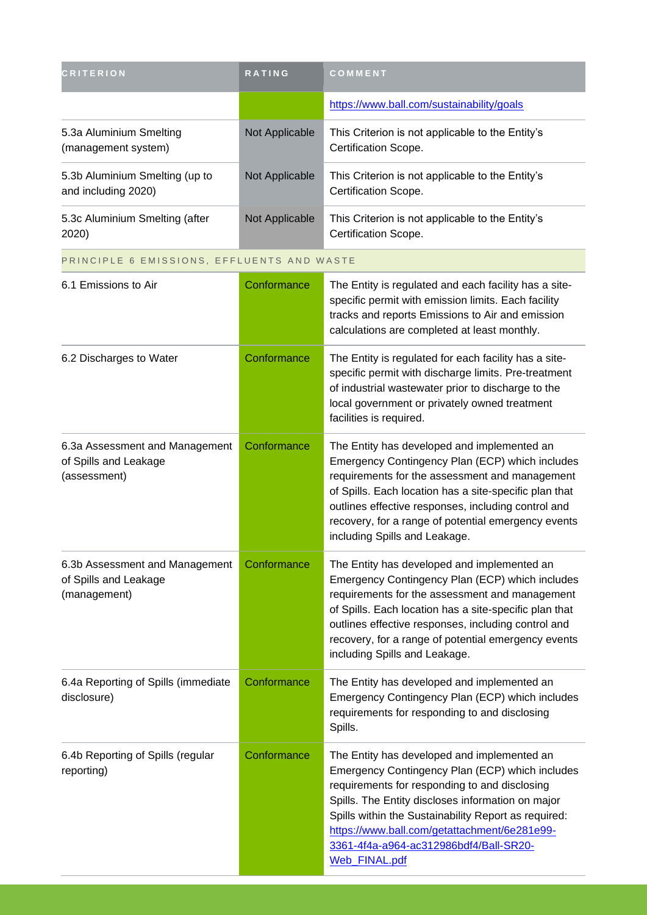| CRITERION | RATING | COMMENT |
| --- | --- | --- |
| | | https://www.ball.com/sustainability/goals |
| 5.3a Aluminium Smelting (management system) | Not Applicable | This Criterion is not applicable to the Entity's Certification Scope. |
| 5.3b Aluminium Smelting (up to and including 2020) | Not Applicable | This Criterion is not applicable to the Entity's Certification Scope. |
| 5.3c Aluminium Smelting (after 2020) | Not Applicable | This Criterion is not applicable to the Entity's Certification Scope. |
| PRINCIPLE 6 EMISSIONS, EFFLUENTS AND WASTE | | |
| 6.1 Emissions to Air | Conformance | The Entity is regulated and each facility has a site-specific permit with emission limits. Each facility tracks and reports Emissions to Air and emission calculations are completed at least monthly. |
| 6.2 Discharges to Water | Conformance | The Entity is regulated for each facility has a site-specific permit with discharge limits. Pre-treatment of industrial wastewater prior to discharge to the local government or privately owned treatment facilities is required. |
| 6.3a Assessment and Management of Spills and Leakage (assessment) | Conformance | The Entity has developed and implemented an Emergency Contingency Plan (ECP) which includes requirements for the assessment and management of Spills. Each location has a site-specific plan that outlines effective responses, including control and recovery, for a range of potential emergency events including Spills and Leakage. |
| 6.3b Assessment and Management of Spills and Leakage (management) | Conformance | The Entity has developed and implemented an Emergency Contingency Plan (ECP) which includes requirements for the assessment and management of Spills. Each location has a site-specific plan that outlines effective responses, including control and recovery, for a range of potential emergency events including Spills and Leakage. |
| 6.4a Reporting of Spills (immediate disclosure) | Conformance | The Entity has developed and implemented an Emergency Contingency Plan (ECP) which includes requirements for responding to and disclosing Spills. |
| 6.4b Reporting of Spills (regular reporting) | Conformance | The Entity has developed and implemented an Emergency Contingency Plan (ECP) which includes requirements for responding to and disclosing Spills. The Entity discloses information on major Spills within the Sustainability Report as required: https://www.ball.com/getattachment/6e281e99-3361-4f4a-a964-ac312986bdf4/Ball-SR20-Web_FINAL.pdf |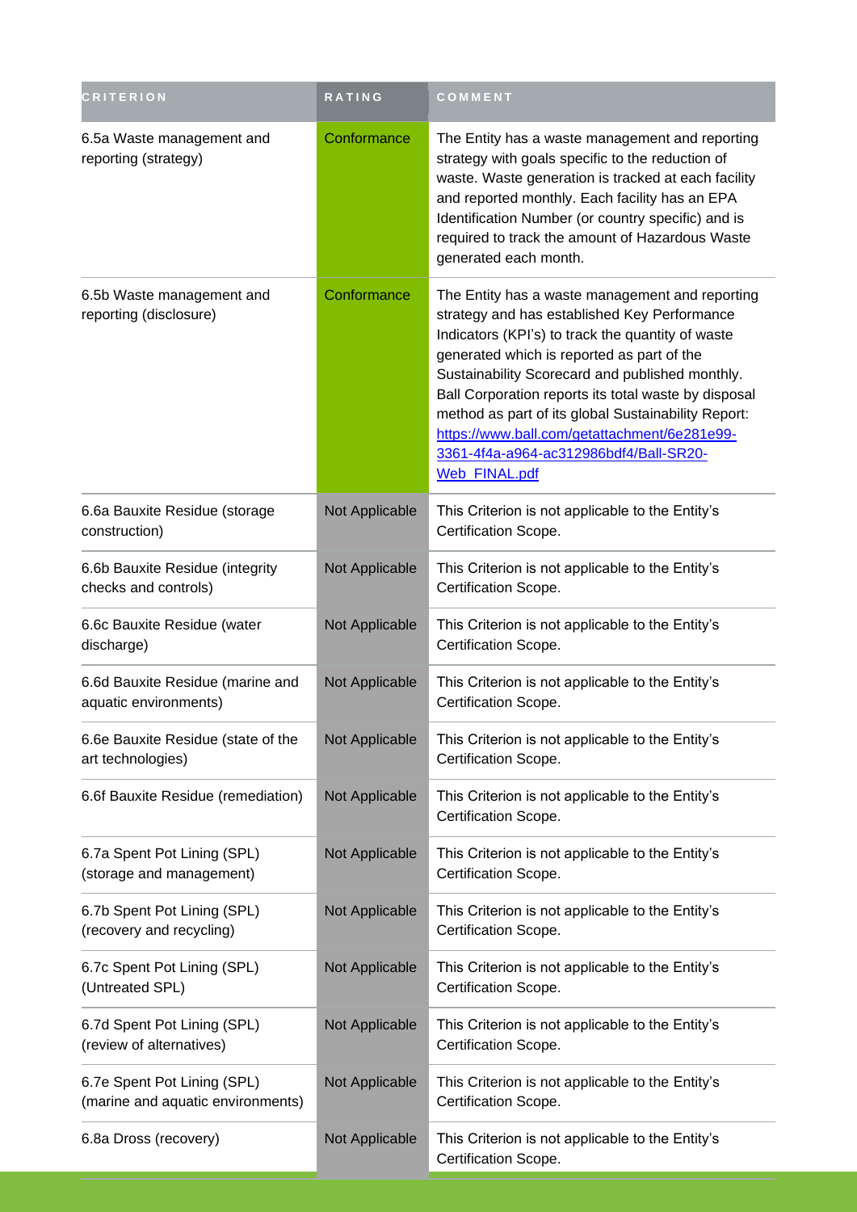| CRITERION | RATING | COMMENT |
| --- | --- | --- |
| 6.5a Waste management and reporting (strategy) | Conformance | The Entity has a waste management and reporting strategy with goals specific to the reduction of waste. Waste generation is tracked at each facility and reported monthly. Each facility has an EPA Identification Number (or country specific) and is required to track the amount of Hazardous Waste generated each month. |
| 6.5b Waste management and reporting (disclosure) | Conformance | The Entity has a waste management and reporting strategy and has established Key Performance Indicators (KPI's) to track the quantity of waste generated which is reported as part of the Sustainability Scorecard and published monthly. Ball Corporation reports its total waste by disposal method as part of its global Sustainability Report: [https://www.ball.com/getattachment/6e281e99-3361-4f4a-a964-ac312986bdf4/Ball-SR20-Web_FINAL.pdf](https://www.ball.com/getattachment/6e281e99-3361-4f4a-a964-ac312986bdf4/Ball-SR20-Web_FINAL.pdf) |
| 6.6a Bauxite Residue (storage construction) | Not Applicable | This Criterion is not applicable to the Entity's Certification Scope. |
| 6.6b Bauxite Residue (integrity checks and controls) | Not Applicable | This Criterion is not applicable to the Entity's Certification Scope. |
| 6.6c Bauxite Residue (water discharge) | Not Applicable | This Criterion is not applicable to the Entity's Certification Scope. |
| 6.6d Bauxite Residue (marine and aquatic environments) | Not Applicable | This Criterion is not applicable to the Entity's Certification Scope. |
| 6.6e Bauxite Residue (state of the art technologies) | Not Applicable | This Criterion is not applicable to the Entity's Certification Scope. |
| 6.6f Bauxite Residue (remediation) | Not Applicable | This Criterion is not applicable to the Entity's Certification Scope. |
| 6.7a Spent Pot Lining (SPL) (storage and management) | Not Applicable | This Criterion is not applicable to the Entity's Certification Scope. |
| 6.7b Spent Pot Lining (SPL) (recovery and recycling) | Not Applicable | This Criterion is not applicable to the Entity's Certification Scope. |
| 6.7c Spent Pot Lining (SPL) (Untreated SPL) | Not Applicable | This Criterion is not applicable to the Entity's Certification Scope. |
| 6.7d Spent Pot Lining (SPL) (review of alternatives) | Not Applicable | This Criterion is not applicable to the Entity's Certification Scope. |
| 6.7e Spent Pot Lining (SPL) (marine and aquatic environments) | Not Applicable | This Criterion is not applicable to the Entity's Certification Scope. |
| 6.8a Dross (recovery) | Not Applicable | This Criterion is not applicable to the Entity's Certification Scope. |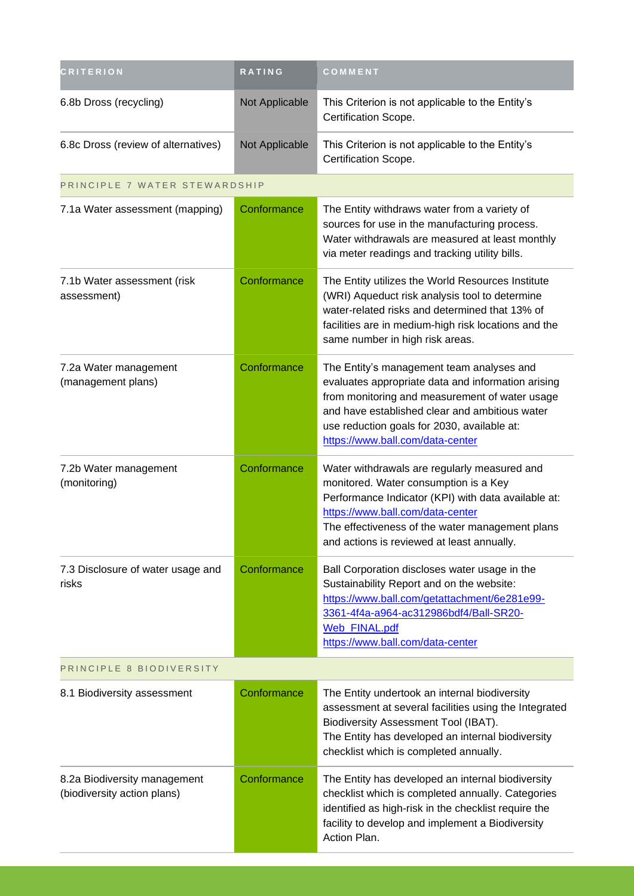| CRITERION | RATING | COMMENT |
| --- | --- | --- |
| 6.8b Dross (recycling) | Not Applicable | This Criterion is not applicable to the Entity's Certification Scope. |
| 6.8c Dross (review of alternatives) | Not Applicable | This Criterion is not applicable to the Entity's Certification Scope. |
| PRINCIPLE 7 WATER STEWARDSHIP | | |
| 7.1a Water assessment (mapping) | Conformance | The Entity withdraws water from a variety of sources for use in the manufacturing process. Water withdrawals are measured at least monthly via meter readings and tracking utility bills. |
| 7.1b Water assessment (risk assessment) | Conformance | The Entity utilizes the World Resources Institute (WRI) Aqueduct risk analysis tool to determine water-related risks and determined that 13% of facilities are in medium-high risk locations and the same number in high risk areas. |
| 7.2a Water management (management plans) | Conformance | The Entity's management team analyses and evaluates appropriate data and information arising from monitoring and measurement of water usage and have established clear and ambitious water use reduction goals for 2030, available at: https://www.ball.com/data-center |
| 7.2b Water management (monitoring) | Conformance | Water withdrawals are regularly measured and monitored. Water consumption is a Key Performance Indicator (KPI) with data available at: https://www.ball.com/data-center The effectiveness of the water management plans and actions is reviewed at least annually. |
| 7.3 Disclosure of water usage and risks | Conformance | Ball Corporation discloses water usage in the Sustainability Report and on the website: https://www.ball.com/getattachment/6e281e99-3361-4f4a-a964-ac312986bdf4/Ball-SR20-Web_FINAL.pdf https://www.ball.com/data-center |
| PRINCIPLE 8 BIODIVERSITY | | |
| 8.1 Biodiversity assessment | Conformance | The Entity undertook an internal biodiversity assessment at several facilities using the Integrated Biodiversity Assessment Tool (IBAT). The Entity has developed an internal biodiversity checklist which is completed annually. |
| 8.2a Biodiversity management (biodiversity action plans) | Conformance | The Entity has developed an internal biodiversity checklist which is completed annually. Categories identified as high-risk in the checklist require the facility to develop and implement a Biodiversity Action Plan. |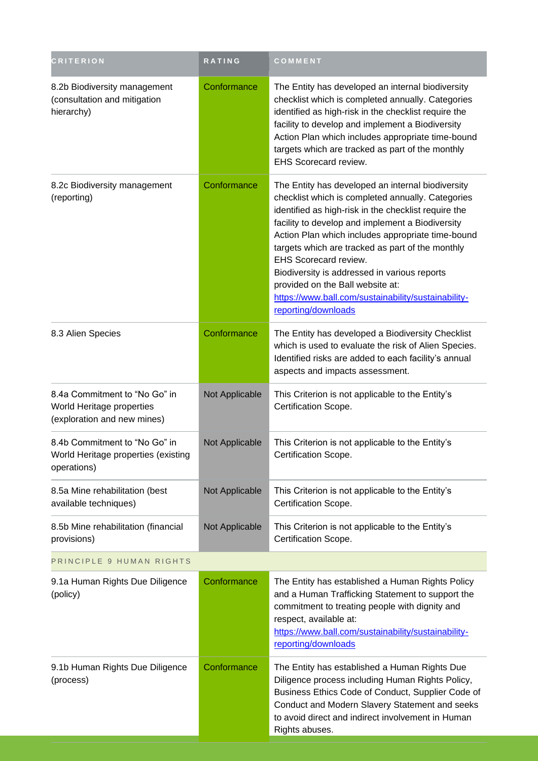| CRITERION | RATING | COMMENT |
| --- | --- | --- |
| 8.2b Biodiversity management (consultation and mitigation hierarchy) | Conformance | The Entity has developed an internal biodiversity checklist which is completed annually. Categories identified as high-risk in the checklist require the facility to develop and implement a Biodiversity Action Plan which includes appropriate time-bound targets which are tracked as part of the monthly EHS Scorecard review. |
| 8.2c Biodiversity management (reporting) | Conformance | The Entity has developed an internal biodiversity checklist which is completed annually. Categories identified as high-risk in the checklist require the facility to develop and implement a Biodiversity Action Plan which includes appropriate time-bound targets which are tracked as part of the monthly EHS Scorecard review.<br>Biodiversity is addressed in various reports provided on the Ball website at: [https://www.ball.com/sustainability/sustainability-reporting/downloads](https://www.ball.com/sustainability/sustainability-reporting/downloads) |
| 8.3 Alien Species | Conformance | The Entity has developed a Biodiversity Checklist which is used to evaluate the risk of Alien Species. Identified risks are added to each facility's annual aspects and impacts assessment. |
| 8.4a Commitment to "No Go" in World Heritage properties (exploration and new mines) | Not Applicable | This Criterion is not applicable to the Entity's Certification Scope. |
| 8.4b Commitment to "No Go" in World Heritage properties (existing operations) | Not Applicable | This Criterion is not applicable to the Entity's Certification Scope. |
| 8.5a Mine rehabilitation (best available techniques) | Not Applicable | This Criterion is not applicable to the Entity's Certification Scope. |
| 8.5b Mine rehabilitation (financial provisions) | Not Applicable | This Criterion is not applicable to the Entity's Certification Scope. |
| PRINCIPLE 9 HUMAN RIGHTS | | |
| 9.1a Human Rights Due Diligence (policy) | Conformance | The Entity has established a Human Rights Policy and a Human Trafficking Statement to support the commitment to treating people with dignity and respect, available at: [https://www.ball.com/sustainability/sustainability-reporting/downloads](https://www.ball.com/sustainability/sustainability-reporting/downloads) |
| 9.1b Human Rights Due Diligence (process) | Conformance | The Entity has established a Human Rights Due Diligence process including Human Rights Policy, Business Ethics Code of Conduct, Supplier Code of Conduct and Modern Slavery Statement and seeks to avoid direct and indirect involvement in Human Rights abuses. |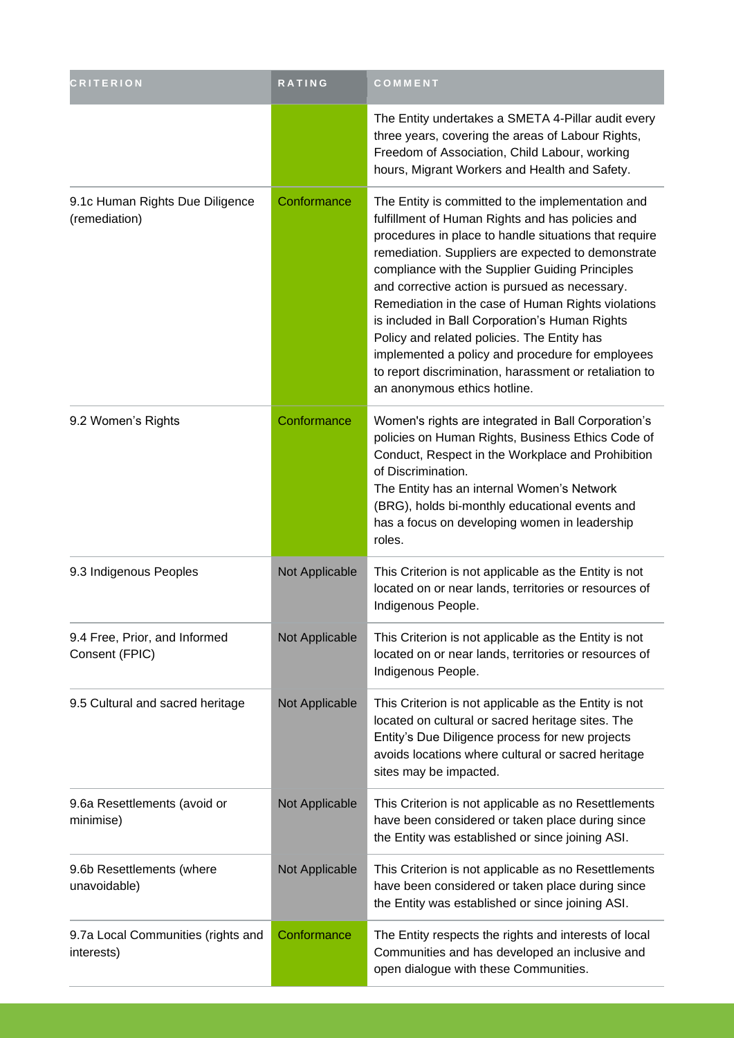| CRITERION | RATING | COMMENT |
| --- | --- | --- |
| | | The Entity undertakes a SMETA 4-Pillar audit every three years, covering the areas of Labour Rights, Freedom of Association, Child Labour, working hours, Migrant Workers and Health and Safety. |
| 9.1c Human Rights Due Diligence (remediation) | Conformance | The Entity is committed to the implementation and fulfillment of Human Rights and has policies and procedures in place to handle situations that require remediation. Suppliers are expected to demonstrate compliance with the Supplier Guiding Principles and corrective action is pursued as necessary. Remediation in the case of Human Rights violations is included in Ball Corporation's Human Rights Policy and related policies. The Entity has implemented a policy and procedure for employees to report discrimination, harassment or retaliation to an anonymous ethics hotline. |
| 9.2 Women's Rights | Conformance | Women's rights are integrated in Ball Corporation's policies on Human Rights, Business Ethics Code of Conduct, Respect in the Workplace and Prohibition of Discrimination.<br>The Entity has an internal Women's Network (BRG), holds bi-monthly educational events and has a focus on developing women in leadership roles. |
| 9.3 Indigenous Peoples | Not Applicable | This Criterion is not applicable as the Entity is not located on or near lands, territories or resources of Indigenous People. |
| 9.4 Free, Prior, and Informed Consent (FPIC) | Not Applicable | This Criterion is not applicable as the Entity is not located on or near lands, territories or resources of Indigenous People. |
| 9.5 Cultural and sacred heritage | Not Applicable | This Criterion is not applicable as the Entity is not located on cultural or sacred heritage sites. The Entity's Due Diligence process for new projects avoids locations where cultural or sacred heritage sites may be impacted. |
| 9.6a Resettlements (avoid or minimise) | Not Applicable | This Criterion is not applicable as no Resettlements have been considered or taken place during since the Entity was established or since joining ASI. |
| 9.6b Resettlements (where unavoidable) | Not Applicable | This Criterion is not applicable as no Resettlements have been considered or taken place during since the Entity was established or since joining ASI. |
| 9.7a Local Communities (rights and interests) | Conformance | The Entity respects the rights and interests of local Communities and has developed an inclusive and open dialogue with these Communities. |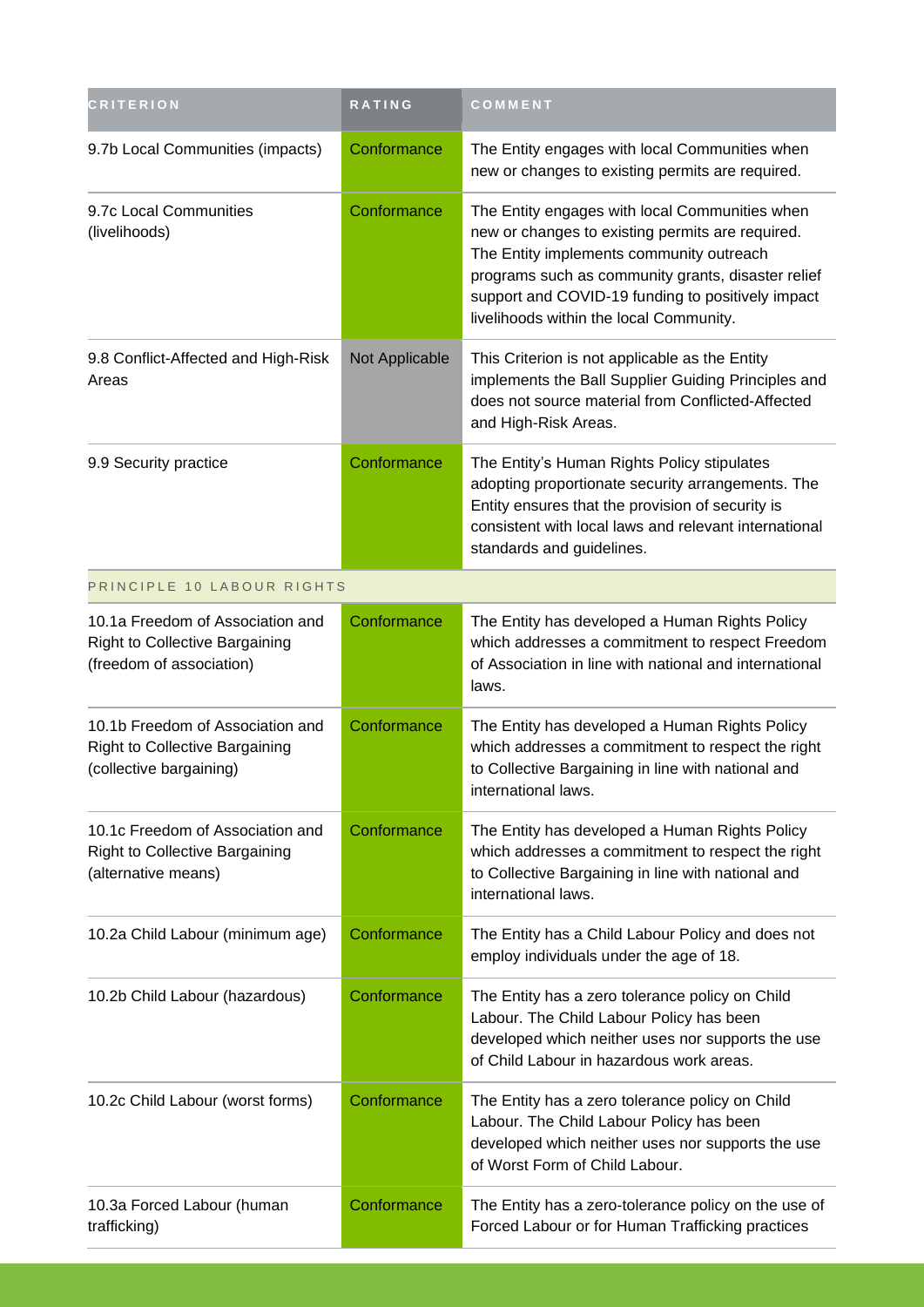| CRITERION | RATING | COMMENT |
|---|---|---|
| 9.7b Local Communities (impacts) | Conformance | The Entity engages with local Communities when new or changes to existing permits are required. |
| 9.7c Local Communities (livelihoods) | Conformance | The Entity engages with local Communities when new or changes to existing permits are required. The Entity implements community outreach programs such as community grants, disaster relief support and COVID-19 funding to positively impact livelihoods within the local Community. |
| 9.8 Conflict-Affected and High-Risk Areas | Not Applicable | This Criterion is not applicable as the Entity implements the Ball Supplier Guiding Principles and does not source material from Conflicted-Affected and High-Risk Areas. |
| 9.9 Security practice | Conformance | The Entity's Human Rights Policy stipulates adopting proportionate security arrangements. The Entity ensures that the provision of security is consistent with local laws and relevant international standards and guidelines. |
| PRINCIPLE 10 LABOUR RIGHTS | | |
| 10.1a Freedom of Association and Right to Collective Bargaining (freedom of association) | Conformance | The Entity has developed a Human Rights Policy which addresses a commitment to respect Freedom of Association in line with national and international laws. |
| 10.1b Freedom of Association and Right to Collective Bargaining (collective bargaining) | Conformance | The Entity has developed a Human Rights Policy which addresses a commitment to respect the right to Collective Bargaining in line with national and international laws. |
| 10.1c Freedom of Association and Right to Collective Bargaining (alternative means) | Conformance | The Entity has developed a Human Rights Policy which addresses a commitment to respect the right to Collective Bargaining in line with national and international laws. |
| 10.2a Child Labour (minimum age) | Conformance | The Entity has a Child Labour Policy and does not employ individuals under the age of 18. |
| 10.2b Child Labour (hazardous) | Conformance | The Entity has a zero tolerance policy on Child Labour. The Child Labour Policy has been developed which neither uses nor supports the use of Child Labour in hazardous work areas. |
| 10.2c Child Labour (worst forms) | Conformance | The Entity has a zero tolerance policy on Child Labour. The Child Labour Policy has been developed which neither uses nor supports the use of Worst Form of Child Labour. |
| 10.3a Forced Labour (human trafficking) | Conformance | The Entity has a zero-tolerance policy on the use of Forced Labour or for Human Trafficking practices |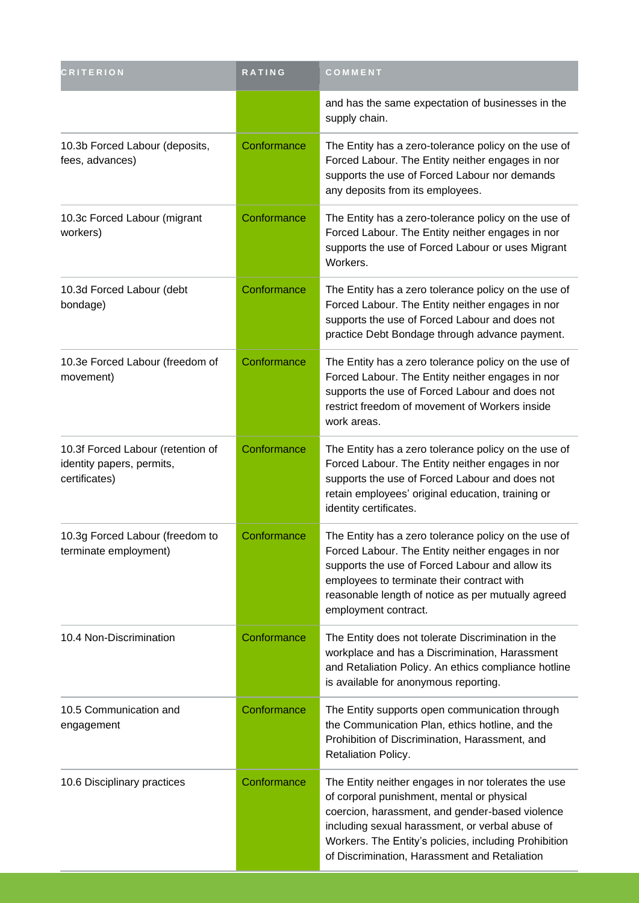| CRITERION | RATING | COMMENT |
|---|---|---|
| | | and has the same expectation of businesses in the supply chain. |
| 10.3b Forced Labour (deposits, fees, advances) | Conformance | The Entity has a zero-tolerance policy on the use of Forced Labour. The Entity neither engages in nor supports the use of Forced Labour nor demands any deposits from its employees. |
| 10.3c Forced Labour (migrant workers) | Conformance | The Entity has a zero-tolerance policy on the use of Forced Labour. The Entity neither engages in nor supports the use of Forced Labour or uses Migrant Workers. |
| 10.3d Forced Labour (debt bondage) | Conformance | The Entity has a zero tolerance policy on the use of Forced Labour. The Entity neither engages in nor supports the use of Forced Labour and does not practice Debt Bondage through advance payment. |
| 10.3e Forced Labour (freedom of movement) | Conformance | The Entity has a zero tolerance policy on the use of Forced Labour. The Entity neither engages in nor supports the use of Forced Labour and does not restrict freedom of movement of Workers inside work areas. |
| 10.3f Forced Labour (retention of identity papers, permits, certificates) | Conformance | The Entity has a zero tolerance policy on the use of Forced Labour. The Entity neither engages in nor supports the use of Forced Labour and does not retain employees' original education, training or identity certificates. |
| 10.3g Forced Labour (freedom to terminate employment) | Conformance | The Entity has a zero tolerance policy on the use of Forced Labour. The Entity neither engages in nor supports the use of Forced Labour and allow its employees to terminate their contract with reasonable length of notice as per mutually agreed employment contract. |
| 10.4 Non-Discrimination | Conformance | The Entity does not tolerate Discrimination in the workplace and has a Discrimination, Harassment and Retaliation Policy. An ethics compliance hotline is available for anonymous reporting. |
| 10.5 Communication and engagement | Conformance | The Entity supports open communication through the Communication Plan, ethics hotline, and the Prohibition of Discrimination, Harassment, and Retaliation Policy. |
| 10.6 Disciplinary practices | Conformance | The Entity neither engages in nor tolerates the use of corporal punishment, mental or physical coercion, harassment, and gender-based violence including sexual harassment, or verbal abuse of Workers. The Entity's policies, including Prohibition of Discrimination, Harassment and Retaliation |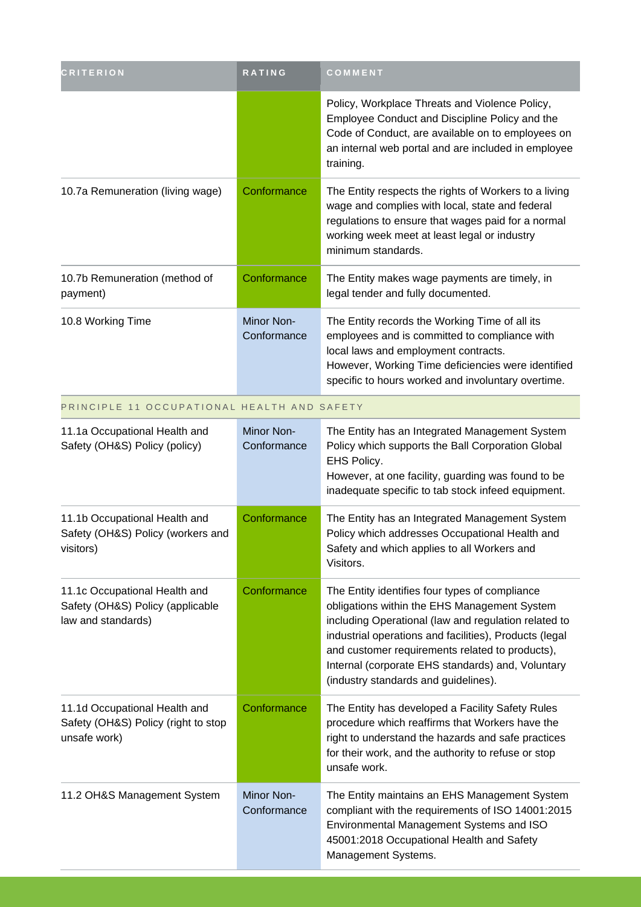| CRITERION | RATING | COMMENT |
|---|---|---|
| | | Policy, Workplace Threats and Violence Policy, Employee Conduct and Discipline Policy and the Code of Conduct, are available on to employees on an internal web portal and are included in employee training. |
| 10.7a Remuneration (living wage) | Conformance | The Entity respects the rights of Workers to a living wage and complies with local, state and federal regulations to ensure that wages paid for a normal working week meet at least legal or industry minimum standards. |
| 10.7b Remuneration (method of payment) | Conformance | The Entity makes wage payments are timely, in legal tender and fully documented. |
| 10.8 Working Time | Minor Non-Conformance | The Entity records the Working Time of all its employees and is committed to compliance with local laws and employment contracts.<br>However, Working Time deficiencies were identified specific to hours worked and involuntary overtime. |
| PRINCIPLE 11 OCCUPATIONAL HEALTH AND SAFETY | | |
| 11.1a Occupational Health and Safety (OH&S) Policy (policy) | Minor Non-Conformance | The Entity has an Integrated Management System Policy which supports the Ball Corporation Global EHS Policy.<br>However, at one facility, guarding was found to be inadequate specific to tab stock infeed equipment. |
| 11.1b Occupational Health and Safety (OH&S) Policy (workers and visitors) | Conformance | The Entity has an Integrated Management System Policy which addresses Occupational Health and Safety and which applies to all Workers and Visitors. |
| 11.1c Occupational Health and Safety (OH&S) Policy (applicable law and standards) | Conformance | The Entity identifies four types of compliance obligations within the EHS Management System including Operational (law and regulation related to industrial operations and facilities), Products (legal and customer requirements related to products), Internal (corporate EHS standards) and, Voluntary (industry standards and guidelines). |
| 11.1d Occupational Health and Safety (OH&S) Policy (right to stop unsafe work) | Conformance | The Entity has developed a Facility Safety Rules procedure which reaffirms that Workers have the right to understand the hazards and safe practices for their work, and the authority to refuse or stop unsafe work. |
| 11.2 OH&S Management System | Minor Non-Conformance | The Entity maintains an EHS Management System compliant with the requirements of ISO 14001:2015 Environmental Management Systems and ISO 45001:2018 Occupational Health and Safety Management Systems. |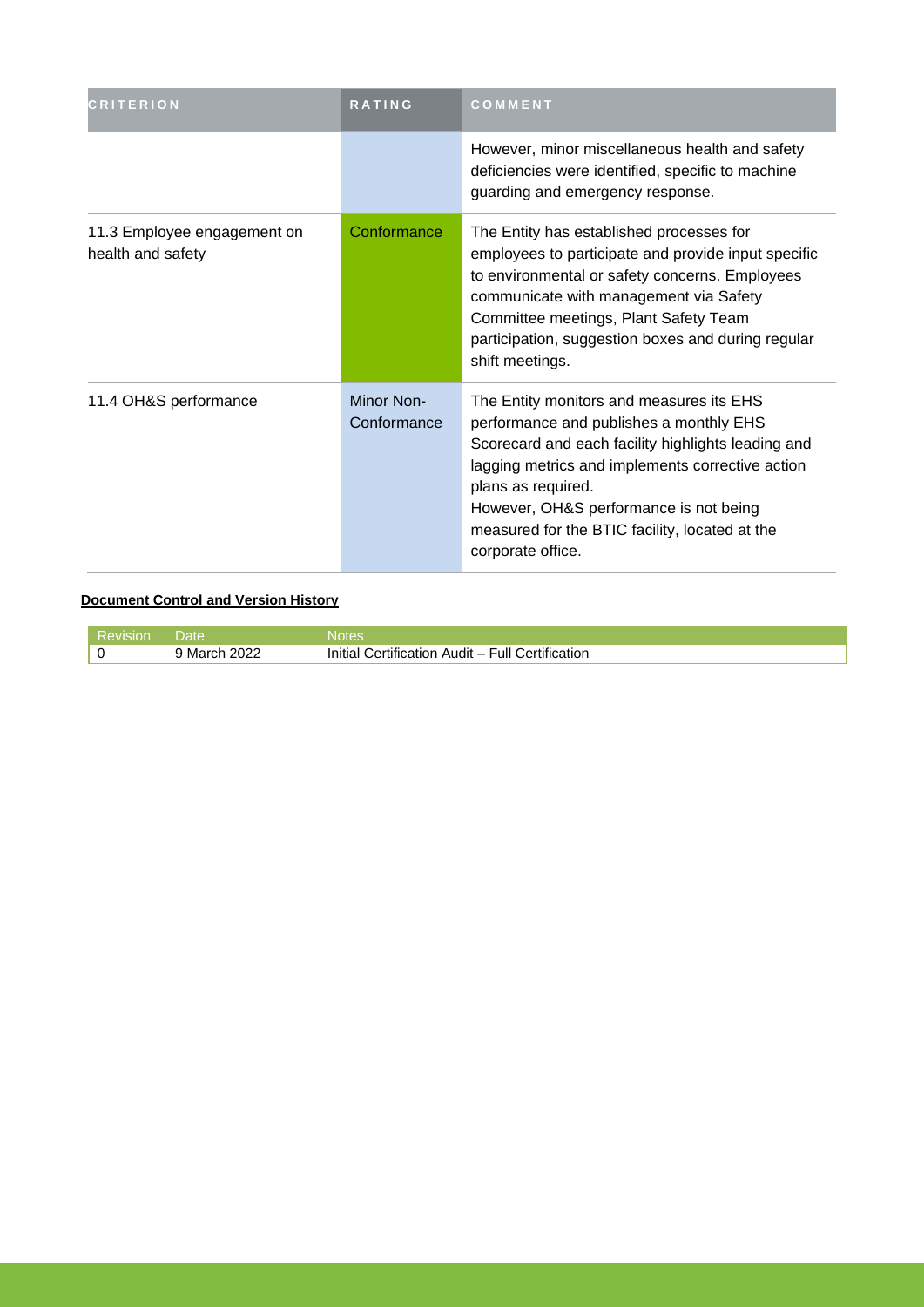| CRITERION | RATING | COMMENT |
| --- | --- | --- |
| | | However, minor miscellaneous health and safety deficiencies were identified, specific to machine guarding and emergency response. |
| 11.3 Employee engagement on health and safety | Conformance | The Entity has established processes for employees to participate and provide input specific to environmental or safety concerns. Employees communicate with management via Safety Committee meetings, Plant Safety Team participation, suggestion boxes and during regular shift meetings. |
| 11.4 OH&S performance | Minor Non-Conformance | The Entity monitors and measures its EHS performance and publishes a monthly EHS Scorecard and each facility highlights leading and lagging metrics and implements corrective action plans as required.<br>However, OH&S performance is not being measured for the BTIC facility, located at the corporate office. |

**Document Control and Version History**

| Revision | Date | Notes |
| --- | --- | --- |
| 0 | 9 March 2022 | Initial Certification Audit – Full Certification |